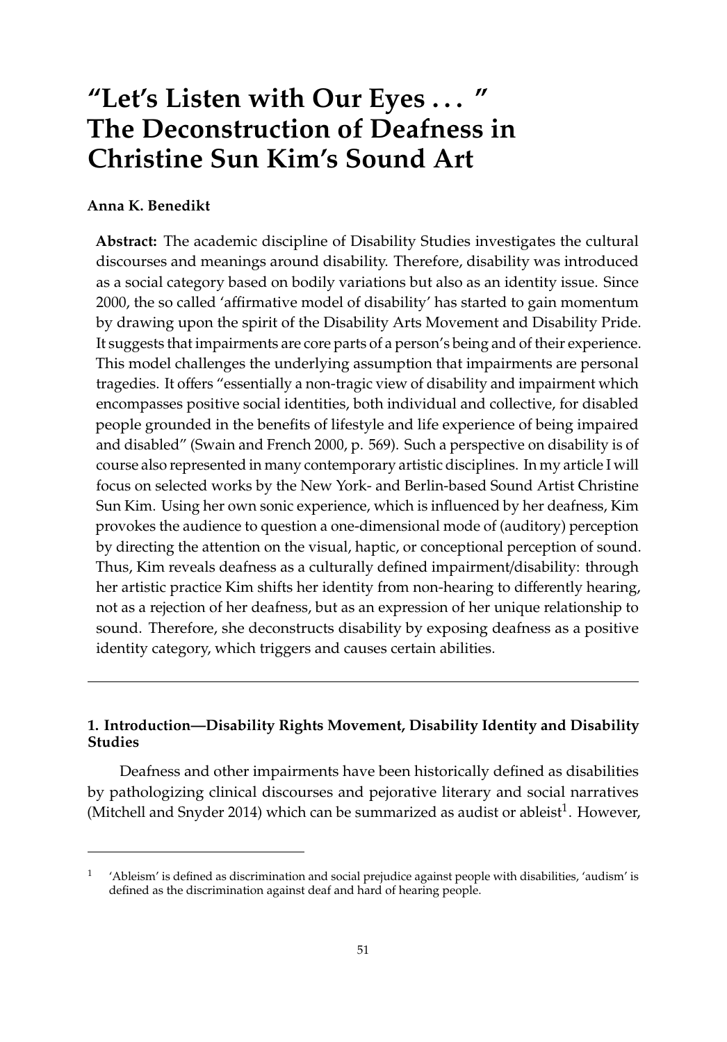# "Let's Listen with Our Eyes ... " The Deconstruction of Deafness in Christine Sun Kim's Sound Art

**Anna K. Benedikt**

**Abstract:** The academic discipline of Disability Studies investigates the cultural discourses and meanings around disability. Therefore, disability was introduced as a social category based on bodily variations but also as an identity issue. Since 2000, the so called 'affirmative model of disability' has started to gain momentum by drawing upon the spirit of the Disability Arts Movement and Disability Pride. It suggests that impairments are core parts of a person's being and of their experience. This model challenges the underlying assumption that impairments are personal tragedies. It offers "essentially a non-tragic view of disability and impairment which encompasses positive social identities, both individual and collective, for disabled people grounded in the benefits of lifestyle and life experience of being impaired and disabled" (Swain and French 2000, p. 569). Such a perspective on disability is of course also represented in many contemporary artistic disciplines. In my article I will focus on selected works by the New York- and Berlin-based Sound Artist Christine Sun Kim. Using her own sonic experience, which is influenced by her deafness, Kim provokes the audience to question a one-dimensional mode of (auditory) perception by directing the attention on the visual, haptic, or conceptional perception of sound. Thus, Kim reveals deafness as a culturally defined impairment/disability: through her artistic practice Kim shifts her identity from non-hearing to differently hearing, not as a rejection of her deafness, but as an expression of her unique relationship to sound. Therefore, she deconstructs disability by exposing deafness as a positive identity category, which triggers and causes certain abilities.

---

## 1. Introduction—Disability Rights Movement, Disability Identity and Disability Studies

Deafness and other impairments have been historically defined as disabilities by pathologizing clinical discourses and pejorative literary and social narratives (Mitchell and Snyder 2014) which can be summarized as audist or ableist[1]. However,

[1] 'Ableism' is defined as discrimination and social prejudice against people with disabilities, 'audism' is defined as the discrimination against deaf and hard of hearing people.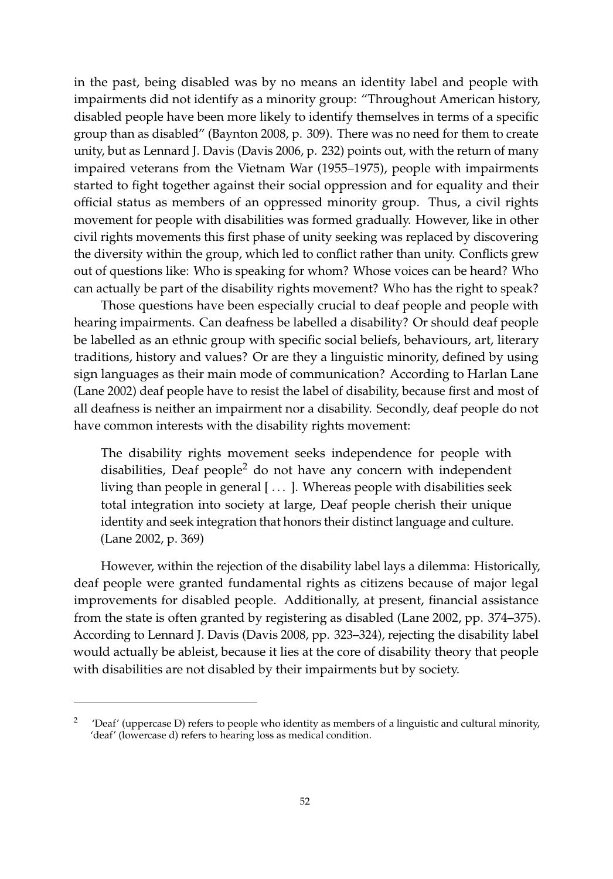in the past, being disabled was by no means an identity label and people with impairments did not identify as a minority group: "Throughout American history, disabled people have been more likely to identify themselves in terms of a specific group than as disabled" (Baynton 2008, p. 309). There was no need for them to create unity, but as Lennard J. Davis (Davis 2006, p. 232) points out, with the return of many impaired veterans from the Vietnam War (1955–1975), people with impairments started to fight together against their social oppression and for equality and their official status as members of an oppressed minority group. Thus, a civil rights movement for people with disabilities was formed gradually. However, like in other civil rights movements this first phase of unity seeking was replaced by discovering the diversity within the group, which led to conflict rather than unity. Conflicts grew out of questions like: Who is speaking for whom? Whose voices can be heard? Who can actually be part of the disability rights movement? Who has the right to speak?

Those questions have been especially crucial to deaf people and people with hearing impairments. Can deafness be labelled a disability? Or should deaf people be labelled as an ethnic group with specific social beliefs, behaviours, art, literary traditions, history and values? Or are they a linguistic minority, defined by using sign languages as their main mode of communication? According to Harlan Lane (Lane 2002) deaf people have to resist the label of disability, because first and most of all deafness is neither an impairment nor a disability. Secondly, deaf people do not have common interests with the disability rights movement:

> The disability rights movement seeks independence for people with disabilities, Deaf people[2] do not have any concern with independent living than people in general [ . . . ]. Whereas people with disabilities seek total integration into society at large, Deaf people cherish their unique identity and seek integration that honors their distinct language and culture. (Lane 2002, p. 369)

However, within the rejection of the disability label lays a dilemma: Historically, deaf people were granted fundamental rights as citizens because of major legal improvements for disabled people. Additionally, at present, financial assistance from the state is often granted by registering as disabled (Lane 2002, pp. 374–375). According to Lennard J. Davis (Davis 2008, pp. 323–324), rejecting the disability label would actually be ableist, because it lies at the core of disability theory that people with disabilities are not disabled by their impairments but by society.

---

[2] 'Deaf' (uppercase D) refers to people who identity as members of a linguistic and cultural minority, 'deaf' (lowercase d) refers to hearing loss as medical condition.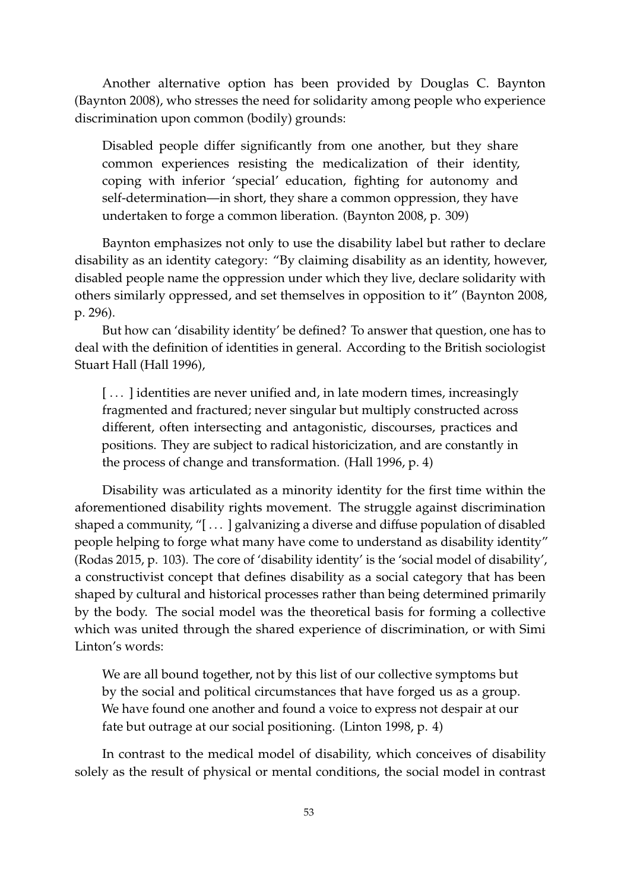Another alternative option has been provided by Douglas C. Baynton (Baynton 2008), who stresses the need for solidarity among people who experience discrimination upon common (bodily) grounds:

> Disabled people differ significantly from one another, but they share common experiences resisting the medicalization of their identity, coping with inferior 'special' education, fighting for autonomy and self-determination—in short, they share a common oppression, they have undertaken to forge a common liberation. (Baynton 2008, p. 309)

Baynton emphasizes not only to use the disability label but rather to declare disability as an identity category: "By claiming disability as an identity, however, disabled people name the oppression under which they live, declare solidarity with others similarly oppressed, and set themselves in opposition to it" (Baynton 2008, p. 296).

But how can 'disability identity' be defined? To answer that question, one has to deal with the definition of identities in general. According to the British sociologist Stuart Hall (Hall 1996),

> [ . . . ] identities are never unified and, in late modern times, increasingly fragmented and fractured; never singular but multiply constructed across different, often intersecting and antagonistic, discourses, practices and positions. They are subject to radical historicization, and are constantly in the process of change and transformation. (Hall 1996, p. 4)

Disability was articulated as a minority identity for the first time within the aforementioned disability rights movement. The struggle against discrimination shaped a community, "[ . . . ] galvanizing a diverse and diffuse population of disabled people helping to forge what many have come to understand as disability identity" (Rodas 2015, p. 103). The core of 'disability identity' is the 'social model of disability', a constructivist concept that defines disability as a social category that has been shaped by cultural and historical processes rather than being determined primarily by the body. The social model was the theoretical basis for forming a collective which was united through the shared experience of discrimination, or with Simi Linton's words:

> We are all bound together, not by this list of our collective symptoms but by the social and political circumstances that have forged us as a group. We have found one another and found a voice to express not despair at our fate but outrage at our social positioning. (Linton 1998, p. 4)

In contrast to the medical model of disability, which conceives of disability solely as the result of physical or mental conditions, the social model in contrast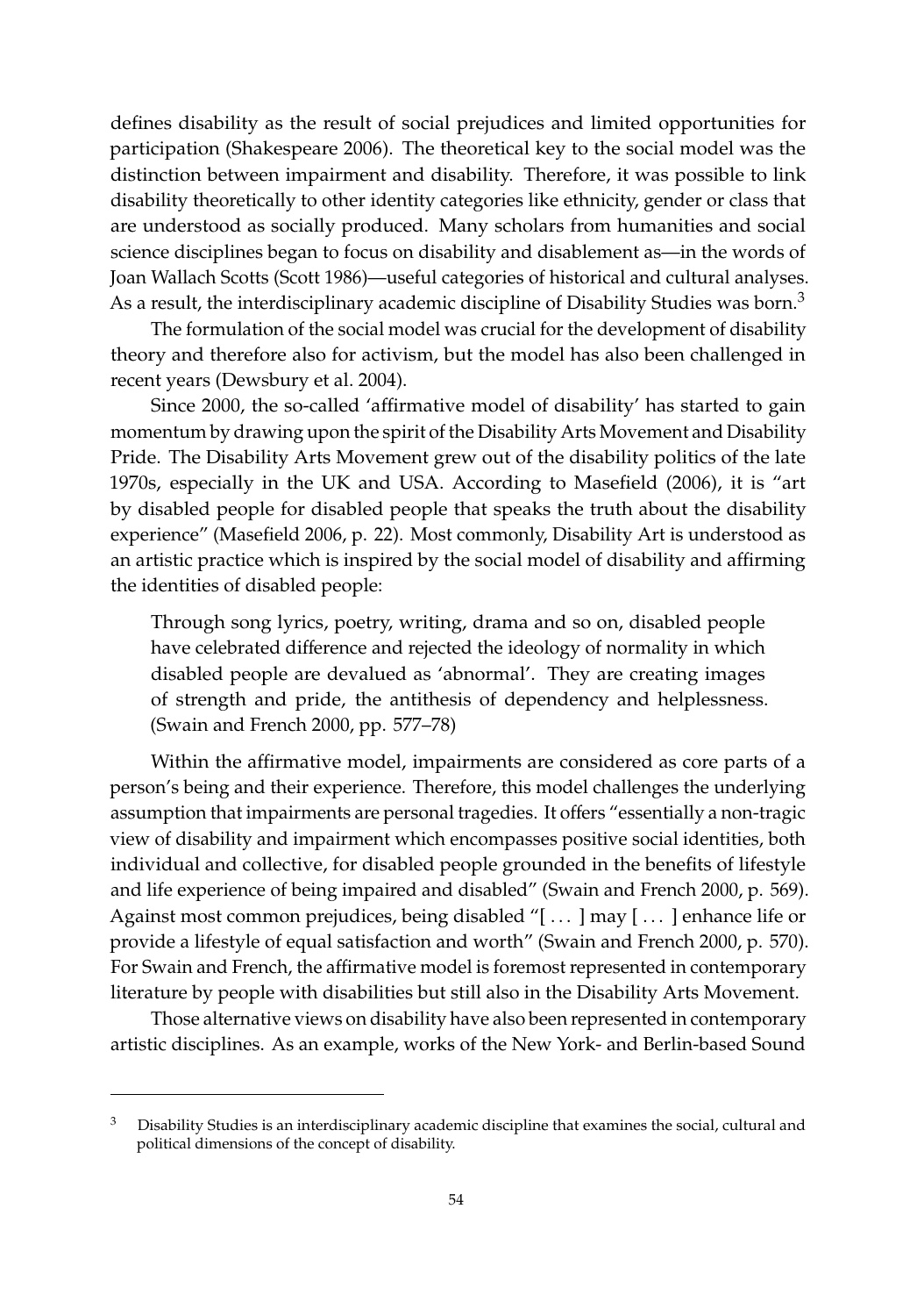defines disability as the result of social prejudices and limited opportunities for participation (Shakespeare 2006). The theoretical key to the social model was the distinction between impairment and disability. Therefore, it was possible to link disability theoretically to other identity categories like ethnicity, gender or class that are understood as socially produced. Many scholars from humanities and social science disciplines began to focus on disability and disablement as—in the words of Joan Wallach Scotts (Scott 1986)—useful categories of historical and cultural analyses. As a result, the interdisciplinary academic discipline of Disability Studies was born.[3]

The formulation of the social model was crucial for the development of disability theory and therefore also for activism, but the model has also been challenged in recent years (Dewsbury et al. 2004).

Since 2000, the so-called 'affirmative model of disability' has started to gain momentum by drawing upon the spirit of the Disability Arts Movement and Disability Pride. The Disability Arts Movement grew out of the disability politics of the late 1970s, especially in the UK and USA. According to Masefield (2006), it is "art by disabled people for disabled people that speaks the truth about the disability experience" (Masefield 2006, p. 22). Most commonly, Disability Art is understood as an artistic practice which is inspired by the social model of disability and affirming the identities of disabled people:

> Through song lyrics, poetry, writing, drama and so on, disabled people have celebrated difference and rejected the ideology of normality in which disabled people are devalued as 'abnormal'. They are creating images of strength and pride, the antithesis of dependency and helplessness. (Swain and French 2000, pp. 577–78)

Within the affirmative model, impairments are considered as core parts of a person's being and their experience. Therefore, this model challenges the underlying assumption that impairments are personal tragedies. It offers "essentially a non-tragic view of disability and impairment which encompasses positive social identities, both individual and collective, for disabled people grounded in the benefits of lifestyle and life experience of being impaired and disabled" (Swain and French 2000, p. 569). Against most common prejudices, being disabled "[ . . . ] may [ . . . ] enhance life or provide a lifestyle of equal satisfaction and worth" (Swain and French 2000, p. 570). For Swain and French, the affirmative model is foremost represented in contemporary literature by people with disabilities but still also in the Disability Arts Movement.

Those alternative views on disability have also been represented in contemporary artistic disciplines. As an example, works of the New York- and Berlin-based Sound

---

[3] Disability Studies is an interdisciplinary academic discipline that examines the social, cultural and political dimensions of the concept of disability.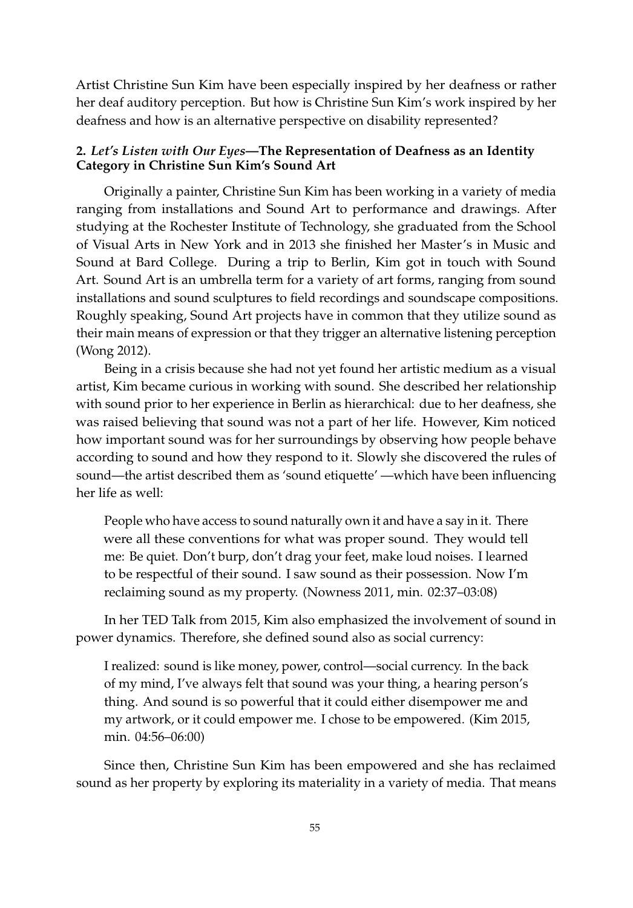Artist Christine Sun Kim have been especially inspired by her deafness or rather her deaf auditory perception. But how is Christine Sun Kim's work inspired by her deafness and how is an alternative perspective on disability represented?

## 2. *Let's Listen with Our Eyes*—The Representation of Deafness as an Identity Category in Christine Sun Kim's Sound Art

Originally a painter, Christine Sun Kim has been working in a variety of media ranging from installations and Sound Art to performance and drawings. After studying at the Rochester Institute of Technology, she graduated from the School of Visual Arts in New York and in 2013 she finished her Master's in Music and Sound at Bard College. During a trip to Berlin, Kim got in touch with Sound Art. Sound Art is an umbrella term for a variety of art forms, ranging from sound installations and sound sculptures to field recordings and soundscape compositions. Roughly speaking, Sound Art projects have in common that they utilize sound as their main means of expression or that they trigger an alternative listening perception (Wong 2012).

Being in a crisis because she had not yet found her artistic medium as a visual artist, Kim became curious in working with sound. She described her relationship with sound prior to her experience in Berlin as hierarchical: due to her deafness, she was raised believing that sound was not a part of her life. However, Kim noticed how important sound was for her surroundings by observing how people behave according to sound and how they respond to it. Slowly she discovered the rules of sound—the artist described them as 'sound etiquette' —which have been influencing her life as well:

> People who have access to sound naturally own it and have a say in it. There were all these conventions for what was proper sound. They would tell me: Be quiet. Don't burp, don't drag your feet, make loud noises. I learned to be respectful of their sound. I saw sound as their possession. Now I'm reclaiming sound as my property. (Nowness 2011, min. 02:37–03:08)

In her TED Talk from 2015, Kim also emphasized the involvement of sound in power dynamics. Therefore, she defined sound also as social currency:

> I realized: sound is like money, power, control—social currency. In the back of my mind, I've always felt that sound was your thing, a hearing person's thing. And sound is so powerful that it could either disempower me and my artwork, or it could empower me. I chose to be empowered. (Kim 2015, min. 04:56–06:00)

Since then, Christine Sun Kim has been empowered and she has reclaimed sound as her property by exploring its materiality in a variety of media. That means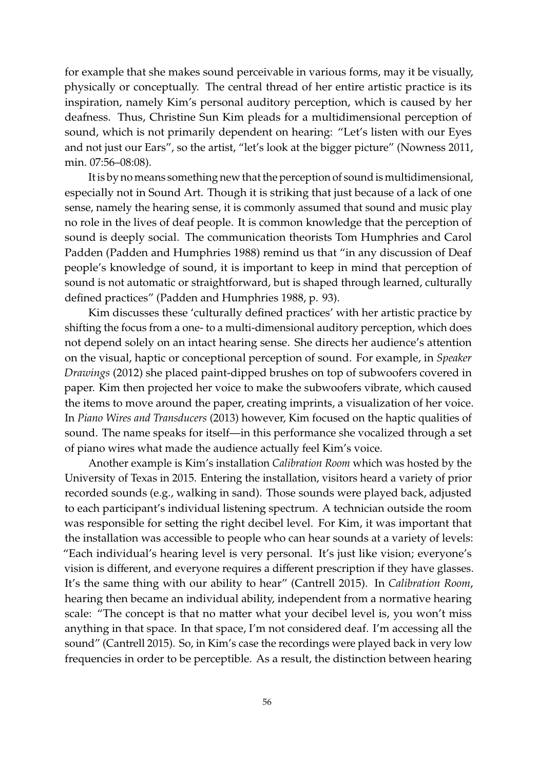for example that she makes sound perceivable in various forms, may it be visually, physically or conceptually. The central thread of her entire artistic practice is its inspiration, namely Kim's personal auditory perception, which is caused by her deafness. Thus, Christine Sun Kim pleads for a multidimensional perception of sound, which is not primarily dependent on hearing: "Let's listen with our Eyes and not just our Ears", so the artist, "let's look at the bigger picture" (Nowness 2011, min. 07:56–08:08).

It is by no means something new that the perception of sound is multidimensional, especially not in Sound Art. Though it is striking that just because of a lack of one sense, namely the hearing sense, it is commonly assumed that sound and music play no role in the lives of deaf people. It is common knowledge that the perception of sound is deeply social. The communication theorists Tom Humphries and Carol Padden (Padden and Humphries 1988) remind us that "in any discussion of Deaf people's knowledge of sound, it is important to keep in mind that perception of sound is not automatic or straightforward, but is shaped through learned, culturally defined practices" (Padden and Humphries 1988, p. 93).

Kim discusses these 'culturally defined practices' with her artistic practice by shifting the focus from a one- to a multi-dimensional auditory perception, which does not depend solely on an intact hearing sense. She directs her audience's attention on the visual, haptic or conceptional perception of sound. For example, in *Speaker Drawings* (2012) she placed paint-dipped brushes on top of subwoofers covered in paper. Kim then projected her voice to make the subwoofers vibrate, which caused the items to move around the paper, creating imprints, a visualization of her voice. In *Piano Wires and Transducers* (2013) however, Kim focused on the haptic qualities of sound. The name speaks for itself—in this performance she vocalized through a set of piano wires what made the audience actually feel Kim's voice.

Another example is Kim's installation *Calibration Room* which was hosted by the University of Texas in 2015. Entering the installation, visitors heard a variety of prior recorded sounds (e.g., walking in sand). Those sounds were played back, adjusted to each participant's individual listening spectrum. A technician outside the room was responsible for setting the right decibel level. For Kim, it was important that the installation was accessible to people who can hear sounds at a variety of levels: "Each individual's hearing level is very personal. It's just like vision; everyone's vision is different, and everyone requires a different prescription if they have glasses. It's the same thing with our ability to hear" (Cantrell 2015). In *Calibration Room*, hearing then became an individual ability, independent from a normative hearing scale: "The concept is that no matter what your decibel level is, you won't miss anything in that space. In that space, I'm not considered deaf. I'm accessing all the sound" (Cantrell 2015). So, in Kim's case the recordings were played back in very low frequencies in order to be perceptible. As a result, the distinction between hearing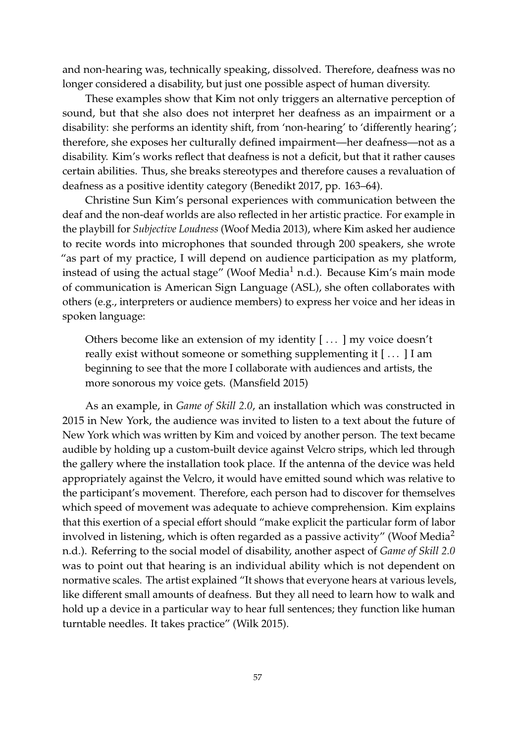and non-hearing was, technically speaking, dissolved. Therefore, deafness was no longer considered a disability, but just one possible aspect of human diversity.

These examples show that Kim not only triggers an alternative perception of sound, but that she also does not interpret her deafness as an impairment or a disability: she performs an identity shift, from 'non-hearing' to 'differently hearing'; therefore, she exposes her culturally defined impairment—her deafness—not as a disability. Kim's works reflect that deafness is not a deficit, but that it rather causes certain abilities. Thus, she breaks stereotypes and therefore causes a revaluation of deafness as a positive identity category (Benedikt 2017, pp. 163–64).

Christine Sun Kim's personal experiences with communication between the deaf and the non-deaf worlds are also reflected in her artistic practice. For example in the playbill for *Subjective Loudness* (Woof Media 2013), where Kim asked her audience to recite words into microphones that sounded through 200 speakers, she wrote "as part of my practice, I will depend on audience participation as my platform, instead of using the actual stage" (Woof Media[1] n.d.). Because Kim's main mode of communication is American Sign Language (ASL), she often collaborates with others (e.g., interpreters or audience members) to express her voice and her ideas in spoken language:

> Others become like an extension of my identity [ ... ] my voice doesn't really exist without someone or something supplementing it [ ... ] I am beginning to see that the more I collaborate with audiences and artists, the more sonorous my voice gets. (Mansfield 2015)

As an example, in *Game of Skill 2.0*, an installation which was constructed in 2015 in New York, the audience was invited to listen to a text about the future of New York which was written by Kim and voiced by another person. The text became audible by holding up a custom-built device against Velcro strips, which led through the gallery where the installation took place. If the antenna of the device was held appropriately against the Velcro, it would have emitted sound which was relative to the participant's movement. Therefore, each person had to discover for themselves which speed of movement was adequate to achieve comprehension. Kim explains that this exertion of a special effort should "make explicit the particular form of labor involved in listening, which is often regarded as a passive activity" (Woof Media[2] n.d.). Referring to the social model of disability, another aspect of *Game of Skill 2.0* was to point out that hearing is an individual ability which is not dependent on normative scales. The artist explained "It shows that everyone hears at various levels, like different small amounts of deafness. But they all need to learn how to walk and hold up a device in a particular way to hear full sentences; they function like human turntable needles. It takes practice" (Wilk 2015).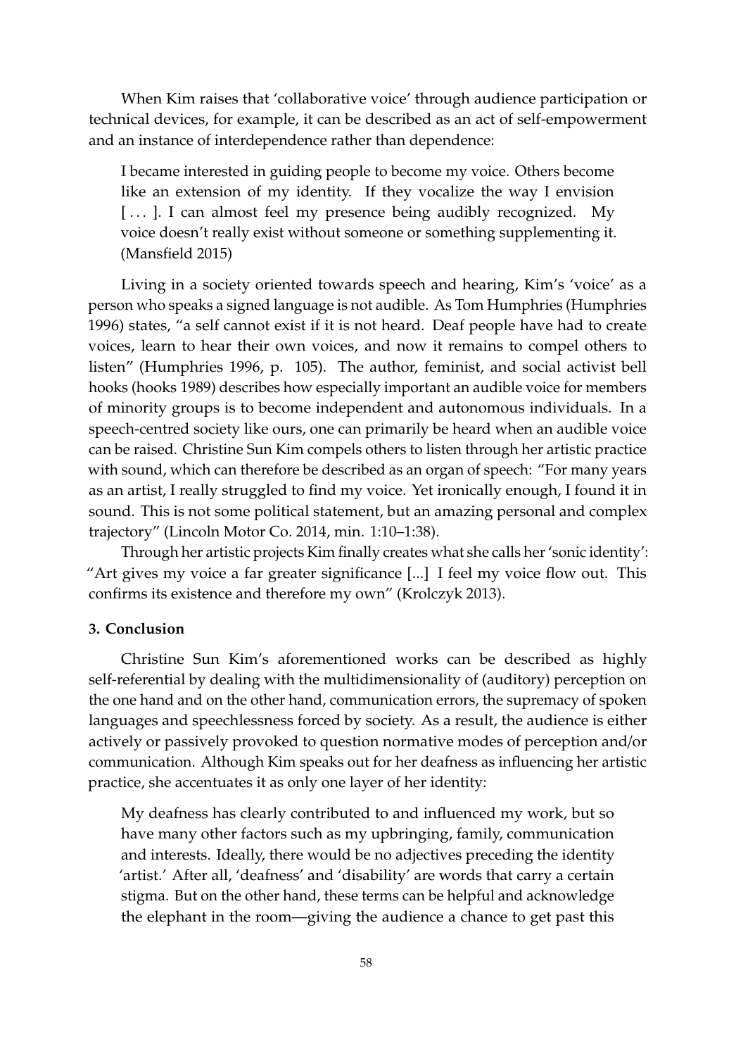When Kim raises that 'collaborative voice' through audience participation or technical devices, for example, it can be described as an act of self-empowerment and an instance of interdependence rather than dependence:

> I became interested in guiding people to become my voice. Others become like an extension of my identity. If they vocalize the way I envision [ . . . ]. I can almost feel my presence being audibly recognized. My voice doesn't really exist without someone or something supplementing it. (Mansfield 2015)

Living in a society oriented towards speech and hearing, Kim's 'voice' as a person who speaks a signed language is not audible. As Tom Humphries (Humphries 1996) states, "a self cannot exist if it is not heard. Deaf people have had to create voices, learn to hear their own voices, and now it remains to compel others to listen" (Humphries 1996, p. 105). The author, feminist, and social activist bell hooks (hooks 1989) describes how especially important an audible voice for members of minority groups is to become independent and autonomous individuals. In a speech-centred society like ours, one can primarily be heard when an audible voice can be raised. Christine Sun Kim compels others to listen through her artistic practice with sound, which can therefore be described as an organ of speech: "For many years as an artist, I really struggled to find my voice. Yet ironically enough, I found it in sound. This is not some political statement, but an amazing personal and complex trajectory" (Lincoln Motor Co. 2014, min. 1:10–1:38).

Through her artistic projects Kim finally creates what she calls her 'sonic identity': "Art gives my voice a far greater significance [...] I feel my voice flow out. This confirms its existence and therefore my own" (Krolczyk 2013).

## 3. Conclusion

Christine Sun Kim's aforementioned works can be described as highly self-referential by dealing with the multidimensionality of (auditory) perception on the one hand and on the other hand, communication errors, the supremacy of spoken languages and speechlessness forced by society. As a result, the audience is either actively or passively provoked to question normative modes of perception and/or communication. Although Kim speaks out for her deafness as influencing her artistic practice, she accentuates it as only one layer of her identity:

> My deafness has clearly contributed to and influenced my work, but so have many other factors such as my upbringing, family, communication and interests. Ideally, there would be no adjectives preceding the identity 'artist.' After all, 'deafness' and 'disability' are words that carry a certain stigma. But on the other hand, these terms can be helpful and acknowledge the elephant in the room—giving the audience a chance to get past this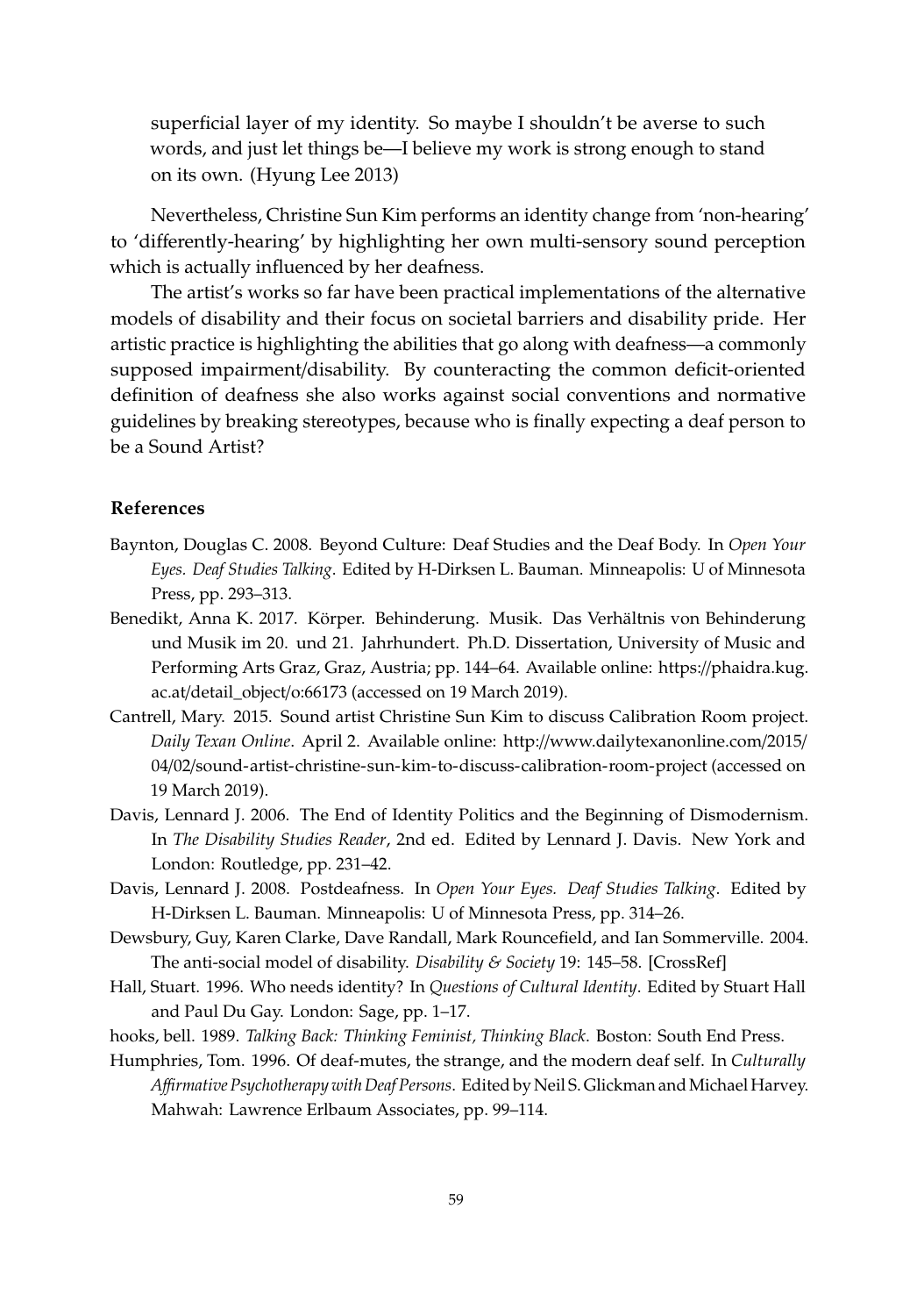> superficial layer of my identity. So maybe I shouldn't be averse to such words, and just let things be—I believe my work is strong enough to stand on its own. (Hyung Lee 2013)

Nevertheless, Christine Sun Kim performs an identity change from 'non-hearing' to 'differently-hearing' by highlighting her own multi-sensory sound perception which is actually influenced by her deafness.

The artist's works so far have been practical implementations of the alternative models of disability and their focus on societal barriers and disability pride. Her artistic practice is highlighting the abilities that go along with deafness—a commonly supposed impairment/disability. By counteracting the common deficit-oriented definition of deafness she also works against social conventions and normative guidelines by breaking stereotypes, because who is finally expecting a deaf person to be a Sound Artist?

**References**

Baynton, Douglas C. 2008. Beyond Culture: Deaf Studies and the Deaf Body. In *Open Your Eyes. Deaf Studies Talking*. Edited by H-Dirksen L. Bauman. Minneapolis: U of Minnesota Press, pp. 293–313.

Benedikt, Anna K. 2017. Körper. Behinderung. Musik. Das Verhältnis von Behinderung und Musik im 20. und 21. Jahrhundert. Ph.D. Dissertation, University of Music and Performing Arts Graz, Graz, Austria; pp. 144–64. Available online: https://phaidra.kug.ac.at/detail_object/o:66173 (accessed on 19 March 2019).

Cantrell, Mary. 2015. Sound artist Christine Sun Kim to discuss Calibration Room project. *Daily Texan Online*. April 2. Available online: http://www.dailytexanonline.com/2015/04/02/sound-artist-christine-sun-kim-to-discuss-calibration-room-project (accessed on 19 March 2019).

Davis, Lennard J. 2006. The End of Identity Politics and the Beginning of Dismodernism. In *The Disability Studies Reader*, 2nd ed. Edited by Lennard J. Davis. New York and London: Routledge, pp. 231–42.

Davis, Lennard J. 2008. Postdeafness. In *Open Your Eyes. Deaf Studies Talking*. Edited by H-Dirksen L. Bauman. Minneapolis: U of Minnesota Press, pp. 314–26.

Dewsbury, Guy, Karen Clarke, Dave Randall, Mark Rouncefield, and Ian Sommerville. 2004. The anti-social model of disability. *Disability & Society* 19: 145–58. [CrossRef]

Hall, Stuart. 1996. Who needs identity? In *Questions of Cultural Identity*. Edited by Stuart Hall and Paul Du Gay. London: Sage, pp. 1–17.

hooks, bell. 1989. *Talking Back: Thinking Feminist, Thinking Black*. Boston: South End Press.

Humphries, Tom. 1996. Of deaf-mutes, the strange, and the modern deaf self. In *Culturally Affirmative Psychotherapy with Deaf Persons*. Edited by Neil S. Glickman and Michael Harvey. Mahwah: Lawrence Erlbaum Associates, pp. 99–114.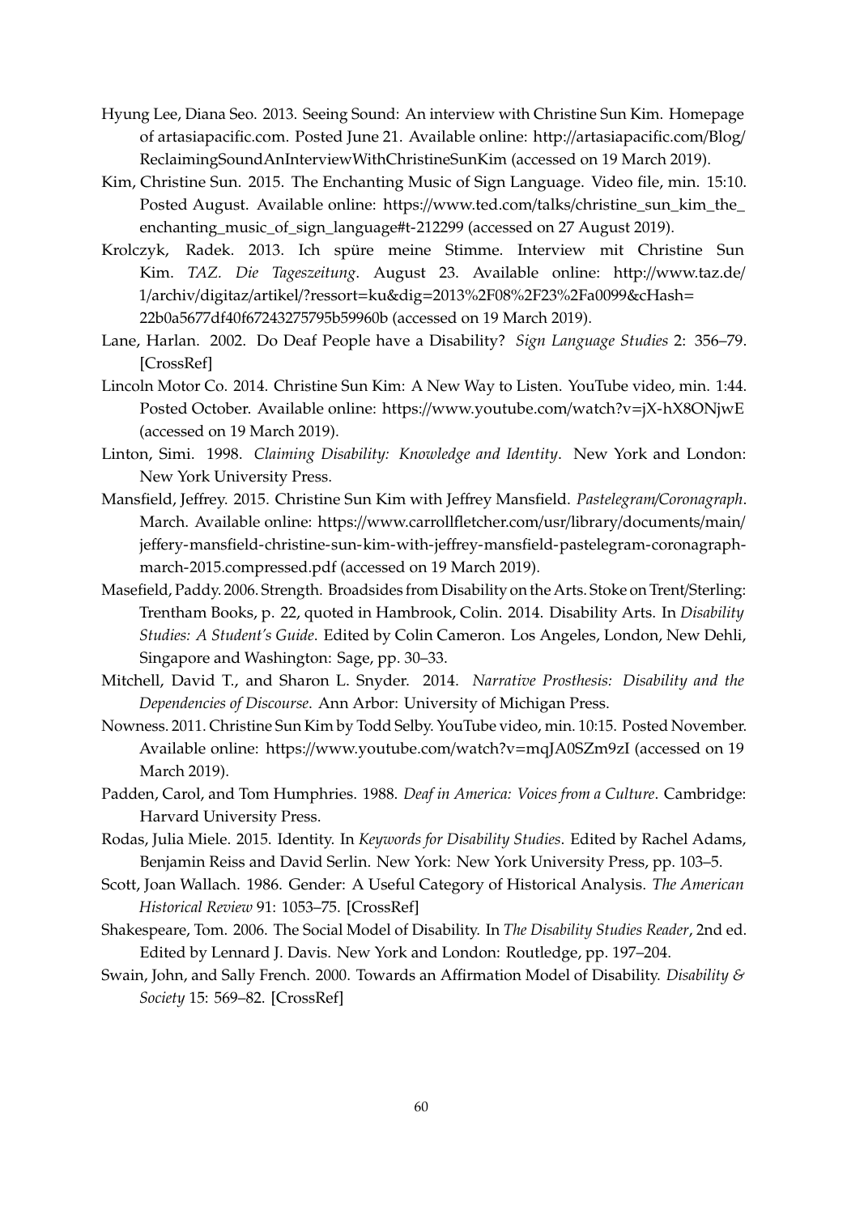Hyung Lee, Diana Seo. 2013. Seeing Sound: An interview with Christine Sun Kim. Homepage of artasiapacific.com. Posted June 21. Available online: http://artasiapacific.com/Blog/ReclaimingSoundAnInterviewWithChristineSunKim (accessed on 19 March 2019).

Kim, Christine Sun. 2015. The Enchanting Music of Sign Language. Video file, min. 15:10. Posted August. Available online: https://www.ted.com/talks/christine_sun_kim_the_enchanting_music_of_sign_language#t-212299 (accessed on 27 August 2019).

Krolczyk, Radek. 2013. Ich spüre meine Stimme. Interview mit Christine Sun Kim. *TAZ. Die Tageszeitung*. August 23. Available online: http://www.taz.de/1/archiv/digitaz/artikel/?ressort=ku&dig=2013%2F08%2F23%2Fa0099&cHash=22b0a5677df40f67243275795b59960b (accessed on 19 March 2019).

Lane, Harlan. 2002. Do Deaf People have a Disability? *Sign Language Studies* 2: 356–79. [CrossRef]

Lincoln Motor Co. 2014. Christine Sun Kim: A New Way to Listen. YouTube video, min. 1:44. Posted October. Available online: https://www.youtube.com/watch?v=jX-hX8ONjwE (accessed on 19 March 2019).

Linton, Simi. 1998. *Claiming Disability: Knowledge and Identity*. New York and London: New York University Press.

Mansfield, Jeffrey. 2015. Christine Sun Kim with Jeffrey Mansfield. *Pastelegram/Coronagraph*. March. Available online: https://www.carrollfletcher.com/usr/library/documents/main/jeffery-mansfield-christine-sun-kim-with-jeffrey-mansfield-pastelegram-coronagraph-march-2015.compressed.pdf (accessed on 19 March 2019).

Masefield, Paddy. 2006. Strength. Broadsides from Disability on the Arts. Stoke on Trent/Sterling: Trentham Books, p. 22, quoted in Hambrook, Colin. 2014. Disability Arts. In *Disability Studies: A Student's Guide*. Edited by Colin Cameron. Los Angeles, London, New Dehli, Singapore and Washington: Sage, pp. 30–33.

Mitchell, David T., and Sharon L. Snyder. 2014. *Narrative Prosthesis: Disability and the Dependencies of Discourse*. Ann Arbor: University of Michigan Press.

Nowness. 2011. Christine Sun Kim by Todd Selby. YouTube video, min. 10:15. Posted November. Available online: https://www.youtube.com/watch?v=mqJA0SZm9zI (accessed on 19 March 2019).

Padden, Carol, and Tom Humphries. 1988. *Deaf in America: Voices from a Culture*. Cambridge: Harvard University Press.

Rodas, Julia Miele. 2015. Identity. In *Keywords for Disability Studies*. Edited by Rachel Adams, Benjamin Reiss and David Serlin. New York: New York University Press, pp. 103–5.

Scott, Joan Wallach. 1986. Gender: A Useful Category of Historical Analysis. *The American Historical Review* 91: 1053–75. [CrossRef]

Shakespeare, Tom. 2006. The Social Model of Disability. In *The Disability Studies Reader*, 2nd ed. Edited by Lennard J. Davis. New York and London: Routledge, pp. 197–204.

Swain, John, and Sally French. 2000. Towards an Affirmation Model of Disability. *Disability & Society* 15: 569–82. [CrossRef]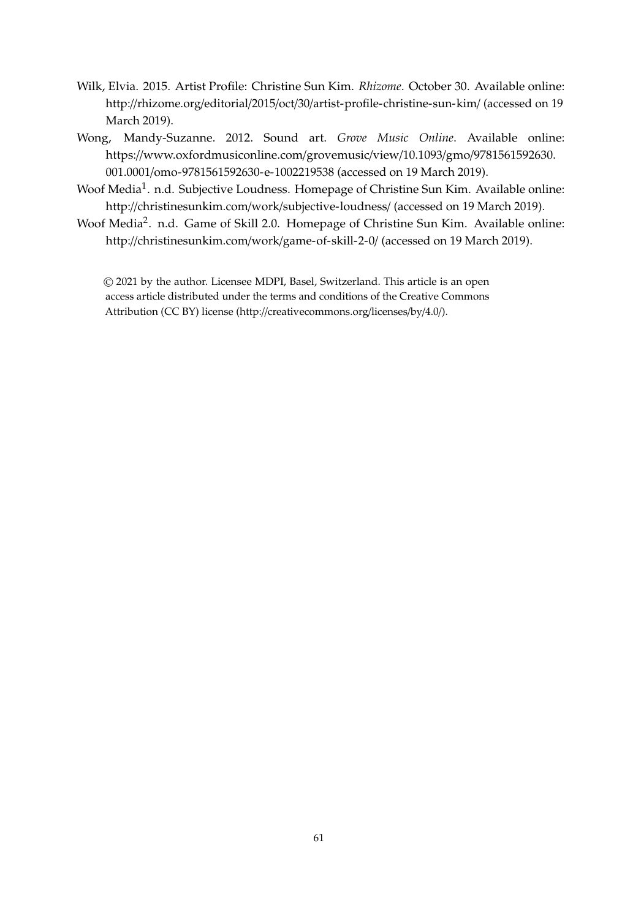Wilk, Elvia. 2015. Artist Profile: Christine Sun Kim. *Rhizome*. October 30. Available online: http://rhizome.org/editorial/2015/oct/30/artist-profile-christine-sun-kim/ (accessed on 19 March 2019).

Wong, Mandy-Suzanne. 2012. Sound art. *Grove Music Online*. Available online: https://www.oxfordmusiconline.com/grovemusic/view/10.1093/gmo/9781561592630.001.0001/omo-9781561592630-e-1002219538 (accessed on 19 March 2019).

Woof Media[1]. n.d. Subjective Loudness. Homepage of Christine Sun Kim. Available online: http://christinesunkim.com/work/subjective-loudness/ (accessed on 19 March 2019).

Woof Media[2]. n.d. Game of Skill 2.0. Homepage of Christine Sun Kim. Available online: http://christinesunkim.com/work/game-of-skill-2-0/ (accessed on 19 March 2019).

© 2021 by the author. Licensee MDPI, Basel, Switzerland. This article is an open access article distributed under the terms and conditions of the Creative Commons Attribution (CC BY) license (http://creativecommons.org/licenses/by/4.0/).